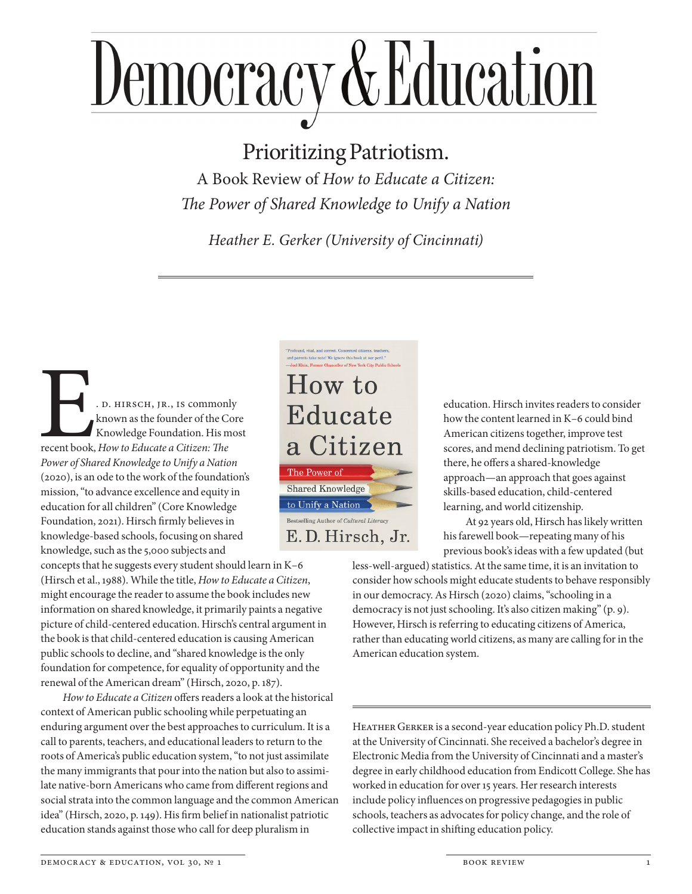# Democracy & Education

## Prioritizing Patriotism.

### A Book Review of *How to Educate a Citizen: The Power of Shared Knowledge to Unify a Nation*

*Heather E. Gerker (University of Cincinnati)*

---

E. D. Hirsch, Jr., is commonly known as the founder of the Core Knowledge Foundation. His most recent book, *How to Educate a Citizen: The Power of Shared Knowledge to Unify a Nation* (2020), is an ode to the work of the foundation's mission, "to advance excellence and equity in education for all children" (Core Knowledge Foundation, 2021). Hirsch firmly believes in knowledge-based schools, focusing on shared knowledge, such as the 5,000 subjects and concepts that he suggests every student should learn in K–6 (Hirsch et al., 1988). While the title, *How to Educate a Citizen*, might encourage the reader to assume the book includes new information on shared knowledge, it primarily paints a negative picture of child-centered education. Hirsch's central argument in the book is that child-centered education is causing American public schools to decline, and "shared knowledge is the only foundation for competence, for equality of opportunity and the renewal of the American dream" (Hirsch, 2020, p. 187).

*How to Educate a Citizen* offers readers a look at the historical context of American public schooling while perpetuating an enduring argument over the best approaches to curriculum. It is a call to parents, teachers, and educational leaders to return to the roots of America's public education system, "to not just assimilate the many immigrants that pour into the nation but also to assimilate native-born Americans who came from different regions and social strata into the common language and the common American idea" (Hirsch, 2020, p. 149). His firm belief in nationalist patriotic education stands against those who call for deep pluralism in education. Hirsch invites readers to consider how the content learned in K–6 could bind American citizens together, improve test scores, and mend declining patriotism. To get there, he offers a shared-knowledge approach—an approach that goes against skills-based education, child-centered learning, and world citizenship.

At 92 years old, Hirsch has likely written his farewell book—repeating many of his previous book's ideas with a few updated (but less-well-argued) statistics. At the same time, it is an invitation to consider how schools might educate students to behave responsibly in our democracy. As Hirsch (2020) claims, "schooling in a democracy is not just schooling. It's also citizen making" (p. 9). However, Hirsch is referring to educating citizens of America, rather than educating world citizens, as many are calling for in the American education system.

---

Heather Gerker is a second-year education policy Ph.D. student at the University of Cincinnati. She received a bachelor's degree in Electronic Media from the University of Cincinnati and a master's degree in early childhood education from Endicott College. She has worked in education for over 15 years. Her research interests include policy influences on progressive pedagogies in public schools, teachers as advocates for policy change, and the role of collective impact in shifting education policy.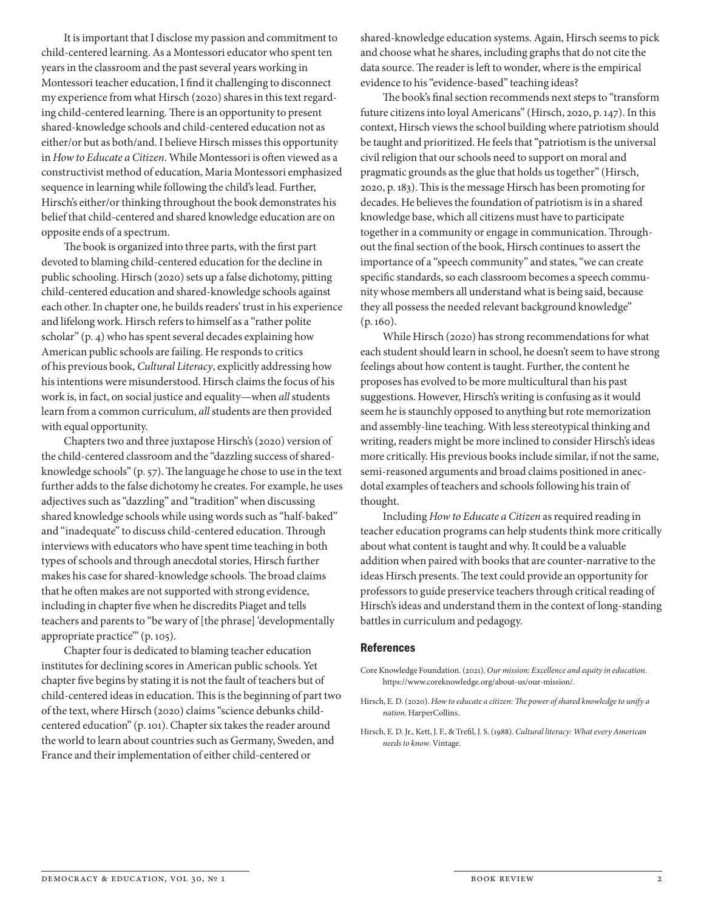It is important that I disclose my passion and commitment to child-centered learning. As a Montessori educator who spent ten years in the classroom and the past several years working in Montessori teacher education, I find it challenging to disconnect my experience from what Hirsch (2020) shares in this text regarding child-centered learning. There is an opportunity to present shared-knowledge schools and child-centered education not as either/or but as both/and. I believe Hirsch misses this opportunity in *How to Educate a Citizen*. While Montessori is often viewed as a constructivist method of education, Maria Montessori emphasized sequence in learning while following the child's lead. Further, Hirsch's either/or thinking throughout the book demonstrates his belief that child-centered and shared knowledge education are on opposite ends of a spectrum.

The book is organized into three parts, with the first part devoted to blaming child-centered education for the decline in public schooling. Hirsch (2020) sets up a false dichotomy, pitting child-centered education and shared-knowledge schools against each other. In chapter one, he builds readers' trust in his experience and lifelong work. Hirsch refers to himself as a "rather polite scholar" (p. 4) who has spent several decades explaining how American public schools are failing. He responds to critics of his previous book, *Cultural Literacy*, explicitly addressing how his intentions were misunderstood. Hirsch claims the focus of his work is, in fact, on social justice and equality—when *all* students learn from a common curriculum, *all* students are then provided with equal opportunity.

Chapters two and three juxtapose Hirsch's (2020) version of the child-centered classroom and the "dazzling success of shared-knowledge schools" (p. 57). The language he chose to use in the text further adds to the false dichotomy he creates. For example, he uses adjectives such as "dazzling" and "tradition" when discussing shared knowledge schools while using words such as "half-baked" and "inadequate" to discuss child-centered education. Through interviews with educators who have spent time teaching in both types of schools and through anecdotal stories, Hirsch further makes his case for shared-knowledge schools. The broad claims that he often makes are not supported with strong evidence, including in chapter five when he discredits Piaget and tells teachers and parents to "be wary of [the phrase] 'developmentally appropriate practice'" (p. 105).

Chapter four is dedicated to blaming teacher education institutes for declining scores in American public schools. Yet chapter five begins by stating it is not the fault of teachers but of child-centered ideas in education. This is the beginning of part two of the text, where Hirsch (2020) claims "science debunks child-centered education" (p. 101). Chapter six takes the reader around the world to learn about countries such as Germany, Sweden, and France and their implementation of either child-centered or shared-knowledge education systems. Again, Hirsch seems to pick and choose what he shares, including graphs that do not cite the data source. The reader is left to wonder, where is the empirical evidence to his "evidence-based" teaching ideas?

The book's final section recommends next steps to "transform future citizens into loyal Americans" (Hirsch, 2020, p. 147). In this context, Hirsch views the school building where patriotism should be taught and prioritized. He feels that "patriotism is the universal civil religion that our schools need to support on moral and pragmatic grounds as the glue that holds us together" (Hirsch, 2020, p. 183). This is the message Hirsch has been promoting for decades. He believes the foundation of patriotism is in a shared knowledge base, which all citizens must have to participate together in a community or engage in communication. Throughout the final section of the book, Hirsch continues to assert the importance of a "speech community" and states, "we can create specific standards, so each classroom becomes a speech community whose members all understand what is being said, because they all possess the needed relevant background knowledge" (p. 160).

While Hirsch (2020) has strong recommendations for what each student should learn in school, he doesn't seem to have strong feelings about how content is taught. Further, the content he proposes has evolved to be more multicultural than his past suggestions. However, Hirsch's writing is confusing as it would seem he is staunchly opposed to anything but rote memorization and assembly-line teaching. With less stereotypical thinking and writing, readers might be more inclined to consider Hirsch's ideas more critically. His previous books include similar, if not the same, semi-reasoned arguments and broad claims positioned in anecdotal examples of teachers and schools following his train of thought.

Including *How to Educate a Citizen* as required reading in teacher education programs can help students think more critically about what content is taught and why. It could be a valuable addition when paired with books that are counter-narrative to the ideas Hirsch presents. The text could provide an opportunity for professors to guide preservice teachers through critical reading of Hirsch's ideas and understand them in the context of long-standing battles in curriculum and pedagogy.

## References

Core Knowledge Foundation. (2021). *Our mission: Excellence and equity in education*. https://www.coreknowledge.org/about-us/our-mission/.

Hirsch, E. D. (2020). *How to educate a citizen: The power of shared knowledge to unify a nation*. HarperCollins.

Hirsch, E. D. Jr., Kett, J. F., & Trefil, J. S. (1988). *Cultural literacy: What every American needs to know*. Vintage.